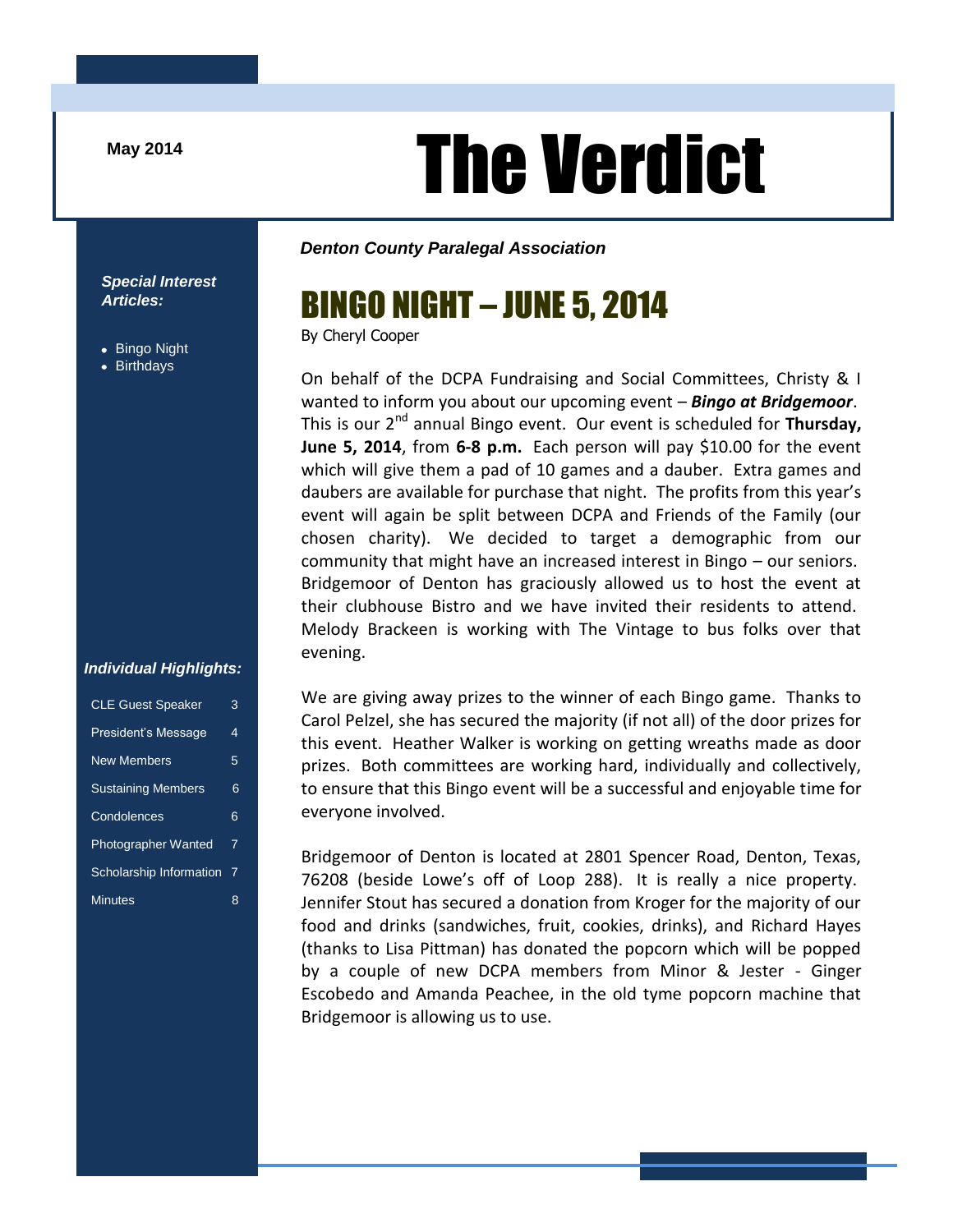May 2014

# The Verdict

***Denton County Paralegal Association***

***Special Interest Articles:***

- Bingo Night
- Birthdays

***Individual Highlights:***

| | |
|---|---|
| CLE Guest Speaker | 3 |
| President's Message | 4 |
| New Members | 5 |
| Sustaining Members | 6 |
| Condolences | 6 |
| Photographer Wanted | 7 |
| Scholarship Information | 7 |
| Minutes | 8 |

## BINGO NIGHT – JUNE 5, 2014

By Cheryl Cooper

On behalf of the DCPA Fundraising and Social Committees, Christy & I wanted to inform you about our upcoming event – ***Bingo at Bridgemoor***. This is our 2nd annual Bingo event. Our event is scheduled for **Thursday, June 5, 2014**, from **6-8 p.m.** Each person will pay $10.00 for the event which will give them a pad of 10 games and a dauber. Extra games and daubers are available for purchase that night. The profits from this year's event will again be split between DCPA and Friends of the Family (our chosen charity). We decided to target a demographic from our community that might have an increased interest in Bingo – our seniors. Bridgemoor of Denton has graciously allowed us to host the event at their clubhouse Bistro and we have invited their residents to attend. Melody Brackeen is working with The Vintage to bus folks over that evening.

We are giving away prizes to the winner of each Bingo game. Thanks to Carol Pelzel, she has secured the majority (if not all) of the door prizes for this event. Heather Walker is working on getting wreaths made as door prizes. Both committees are working hard, individually and collectively, to ensure that this Bingo event will be a successful and enjoyable time for everyone involved.

Bridgemoor of Denton is located at 2801 Spencer Road, Denton, Texas, 76208 (beside Lowe's off of Loop 288). It is really a nice property. Jennifer Stout has secured a donation from Kroger for the majority of our food and drinks (sandwiches, fruit, cookies, drinks), and Richard Hayes (thanks to Lisa Pittman) has donated the popcorn which will be popped by a couple of new DCPA members from Minor & Jester - Ginger Escobedo and Amanda Peachee, in the old tyme popcorn machine that Bridgemoor is allowing us to use.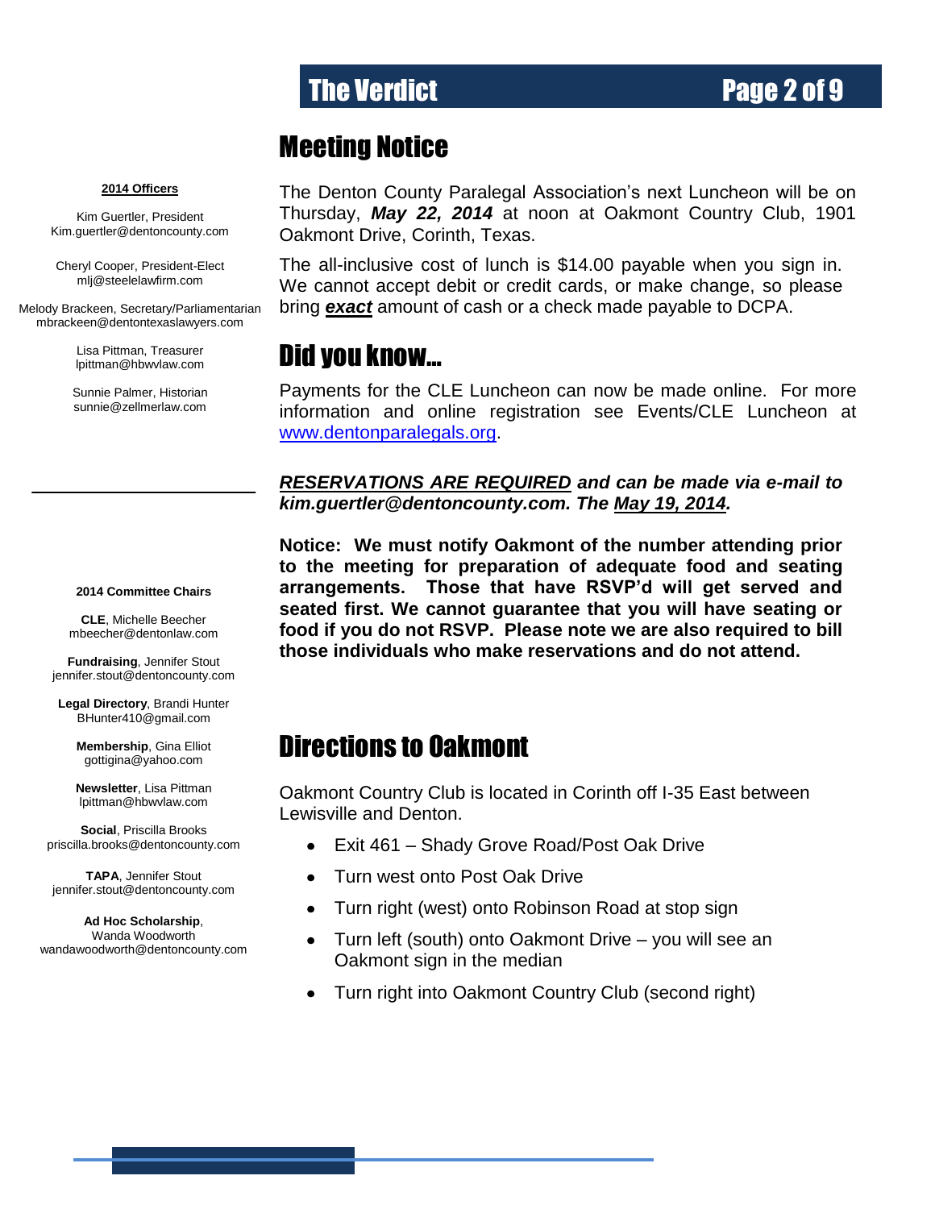**2014 Officers**

Kim Guertler, President
Kim.guertler@dentoncounty.com

Cheryl Cooper, President-Elect
mlj@steelelawfirm.com

Melody Brackeen, Secretary/Parliamentarian
mbrackeen@dentontexaslawyers.com

Lisa Pittman, Treasurer
lpittman@hbwvlaw.com

Sunnie Palmer, Historian
sunnie@zellmerlaw.com

**2014 Committee Chairs**

**CLE**, Michelle Beecher
mbeecher@dentonlaw.com

**Fundraising**, Jennifer Stout
jennifer.stout@dentoncounty.com

**Legal Directory**, Brandi Hunter
BHunter410@gmail.com

**Membership**, Gina Elliot
gottigina@yahoo.com

**Newsletter**, Lisa Pittman
lpittman@hbwvlaw.com

**Social**, Priscilla Brooks
priscilla.brooks@dentoncounty.com

**TAPA**, Jennifer Stout
jennifer.stout@dentoncounty.com

**Ad Hoc Scholarship**,
Wanda Woodworth
wandawoodworth@dentoncounty.com

# Meeting Notice

The Denton County Paralegal Association's next Luncheon will be on Thursday, ***May 22, 2014*** at noon at Oakmont Country Club, 1901 Oakmont Drive, Corinth, Texas.

The all-inclusive cost of lunch is $14.00 payable when you sign in. We cannot accept debit or credit cards, or make change, so please bring ***exact*** amount of cash or a check made payable to DCPA.

# Did you know…

Payments for the CLE Luncheon can now be made online. For more information and online registration see Events/CLE Luncheon at www.dentonparalegals.org.

***RESERVATIONS ARE REQUIRED and can be made via e-mail to kim.guertler@dentoncounty.com. The May 19, 2014.***

**Notice: We must notify Oakmont of the number attending prior to the meeting for preparation of adequate food and seating arrangements. Those that have RSVP'd will get served and seated first. We cannot guarantee that you will have seating or food if you do not RSVP. Please note we are also required to bill those individuals who make reservations and do not attend.**

# Directions to Oakmont

Oakmont Country Club is located in Corinth off I-35 East between Lewisville and Denton.

- Exit 461 – Shady Grove Road/Post Oak Drive
- Turn west onto Post Oak Drive
- Turn right (west) onto Robinson Road at stop sign
- Turn left (south) onto Oakmont Drive – you will see an Oakmont sign in the median
- Turn right into Oakmont Country Club (second right)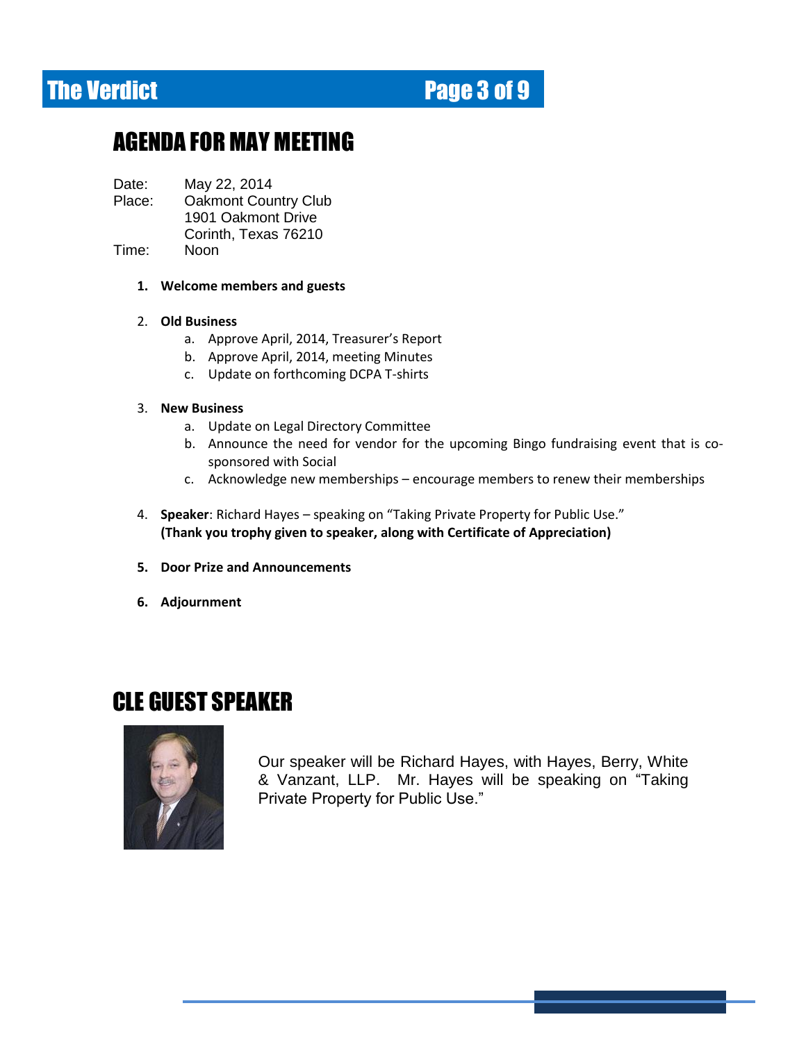## AGENDA FOR MAY MEETING

Date: May 22, 2014
Place: Oakmont Country Club
1901 Oakmont Drive
Corinth, Texas 76210
Time: Noon

1. **Welcome members and guests**

2. **Old Business**
   a. Approve April, 2014, Treasurer's Report
   b. Approve April, 2014, meeting Minutes
   c. Update on forthcoming DCPA T-shirts

3. **New Business**
   a. Update on Legal Directory Committee
   b. Announce the need for vendor for the upcoming Bingo fundraising event that is co-sponsored with Social
   c. Acknowledge new memberships – encourage members to renew their memberships

4. **Speaker**: Richard Hayes – speaking on "Taking Private Property for Public Use."
   **(Thank you trophy given to speaker, along with Certificate of Appreciation)**

5. **Door Prize and Announcements**

6. **Adjournment**

## CLE GUEST SPEAKER

Our speaker will be Richard Hayes, with Hayes, Berry, White & Vanzant, LLP. Mr. Hayes will be speaking on "Taking Private Property for Public Use."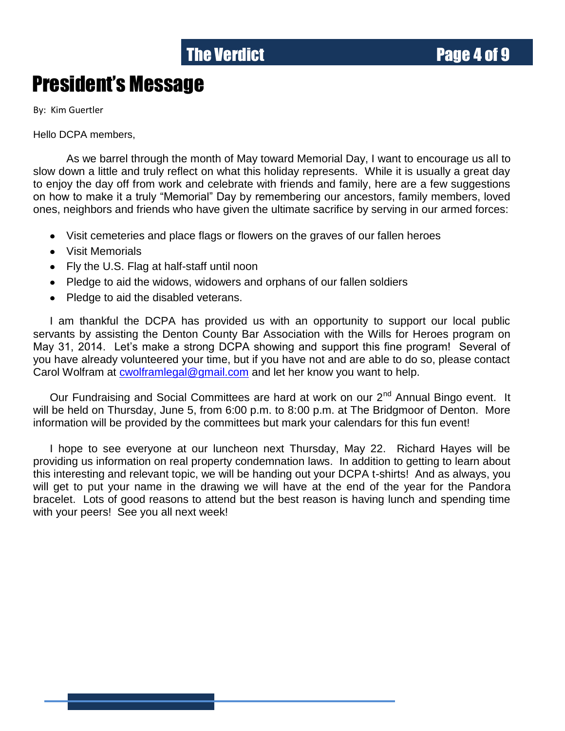# President's Message

By: Kim Guertler

Hello DCPA members,

As we barrel through the month of May toward Memorial Day, I want to encourage us all to slow down a little and truly reflect on what this holiday represents. While it is usually a great day to enjoy the day off from work and celebrate with friends and family, here are a few suggestions on how to make it a truly "Memorial" Day by remembering our ancestors, family members, loved ones, neighbors and friends who have given the ultimate sacrifice by serving in our armed forces:

- Visit cemeteries and place flags or flowers on the graves of our fallen heroes
- Visit Memorials
- Fly the U.S. Flag at half-staff until noon
- Pledge to aid the widows, widowers and orphans of our fallen soldiers
- Pledge to aid the disabled veterans.

I am thankful the DCPA has provided us with an opportunity to support our local public servants by assisting the Denton County Bar Association with the Wills for Heroes program on May 31, 2014. Let's make a strong DCPA showing and support this fine program! Several of you have already volunteered your time, but if you have not and are able to do so, please contact Carol Wolfram at cwolframlegal@gmail.com and let her know you want to help.

Our Fundraising and Social Committees are hard at work on our 2nd Annual Bingo event. It will be held on Thursday, June 5, from 6:00 p.m. to 8:00 p.m. at The Bridgmoor of Denton. More information will be provided by the committees but mark your calendars for this fun event!

I hope to see everyone at our luncheon next Thursday, May 22. Richard Hayes will be providing us information on real property condemnation laws. In addition to getting to learn about this interesting and relevant topic, we will be handing out your DCPA t-shirts! And as always, you will get to put your name in the drawing we will have at the end of the year for the Pandora bracelet. Lots of good reasons to attend but the best reason is having lunch and spending time with your peers! See you all next week!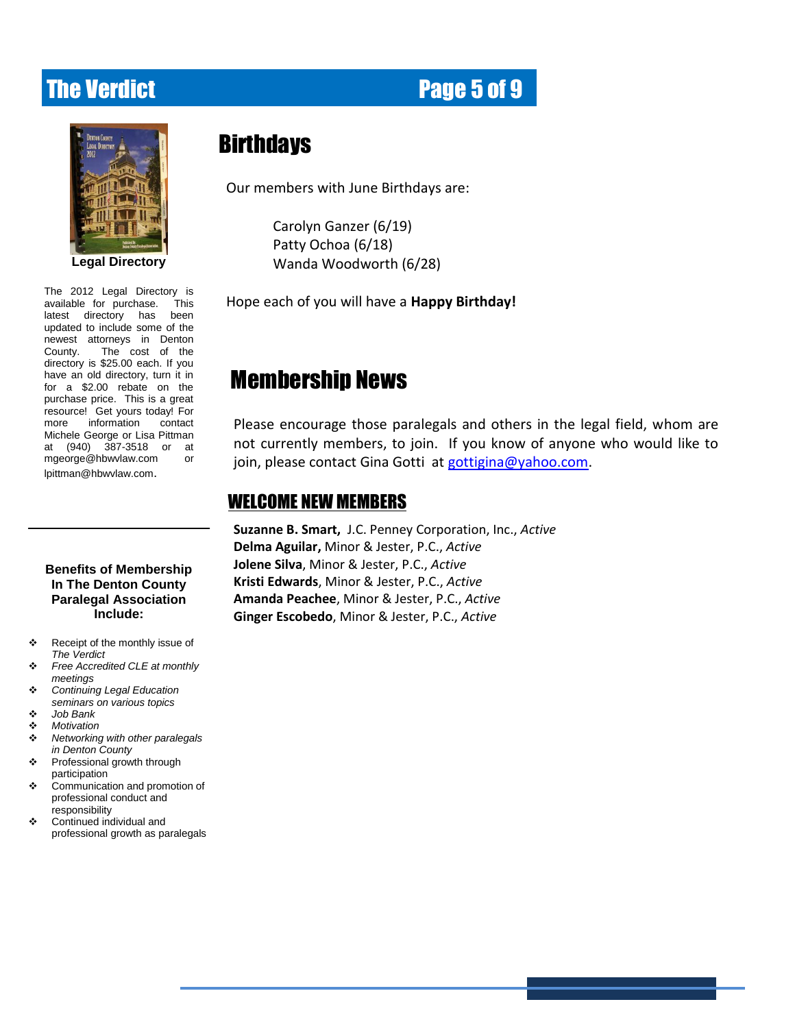**Legal Directory**

The 2012 Legal Directory is available for purchase. This latest directory has been updated to include some of the newest attorneys in Denton County. The cost of the directory is $25.00 each. If you have an old directory, turn it in for a $2.00 rebate on the purchase price. This is a great resource! Get yours today! For more information contact Michele George or Lisa Pittman at (940) 387-3518 or at mgeorge@hbwvlaw.com or lpittman@hbwvlaw.com.

**Benefits of Membership In The Denton County Paralegal Association Include:**

- Receipt of the monthly issue of *The Verdict*
- *Free Accredited CLE at monthly meetings*
- *Continuing Legal Education seminars on various topics*
- *Job Bank*
- *Motivation*
- *Networking with other paralegals in Denton County*
- Professional growth through participation
- Communication and promotion of professional conduct and responsibility
- Continued individual and professional growth as paralegals

# Birthdays

Our members with June Birthdays are:

Carolyn Ganzer (6/19)
Patty Ochoa (6/18)
Wanda Woodworth (6/28)

Hope each of you will have a **Happy Birthday!**

# Membership News

Please encourage those paralegals and others in the legal field, whom are not currently members, to join. If you know of anyone who would like to join, please contact Gina Gotti at gottigina@yahoo.com.

## WELCOME NEW MEMBERS

**Suzanne B. Smart,** J.C. Penney Corporation, Inc., *Active*
**Delma Aguilar,** Minor & Jester, P.C., *Active*
**Jolene Silva**, Minor & Jester, P.C., *Active*
**Kristi Edwards**, Minor & Jester, P.C., *Active*
**Amanda Peachee**, Minor & Jester, P.C., *Active*
**Ginger Escobedo**, Minor & Jester, P.C., *Active*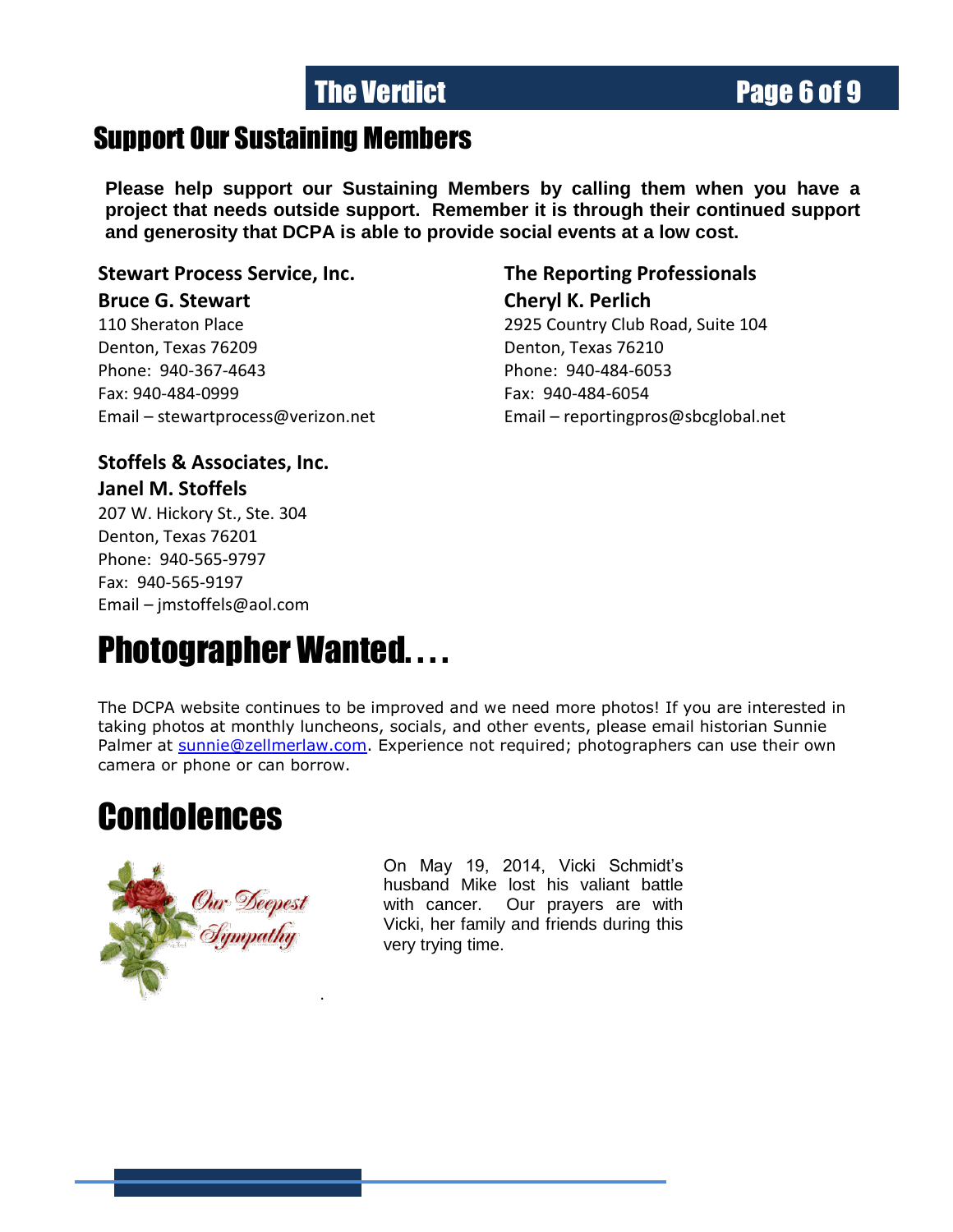## Support Our Sustaining Members

**Please help support our Sustaining Members by calling them when you have a project that needs outside support. Remember it is through their continued support and generosity that DCPA is able to provide social events at a low cost.**

**Stewart Process Service, Inc.**
**Bruce G. Stewart**
110 Sheraton Place
Denton, Texas 76209
Phone: 940-367-4643
Fax: 940-484-0999
Email – stewartprocess@verizon.net

**The Reporting Professionals**
**Cheryl K. Perlich**
2925 Country Club Road, Suite 104
Denton, Texas 76210
Phone: 940-484-6053
Fax: 940-484-6054
Email – reportingpros@sbcglobal.net

**Stoffels & Associates, Inc.**
**Janel M. Stoffels**
207 W. Hickory St., Ste. 304
Denton, Texas 76201
Phone: 940-565-9797
Fax: 940-565-9197
Email – jmstoffels@aol.com

# Photographer Wanted....

The DCPA website continues to be improved and we need more photos! If you are interested in taking photos at monthly luncheons, socials, and other events, please email historian Sunnie Palmer at sunnie@zellmerlaw.com. Experience not required; photographers can use their own camera or phone or can borrow.

# Condolences

Our Deepest Sympathy

On May 19, 2014, Vicki Schmidt's husband Mike lost his valiant battle with cancer. Our prayers are with Vicki, her family and friends during this very trying time.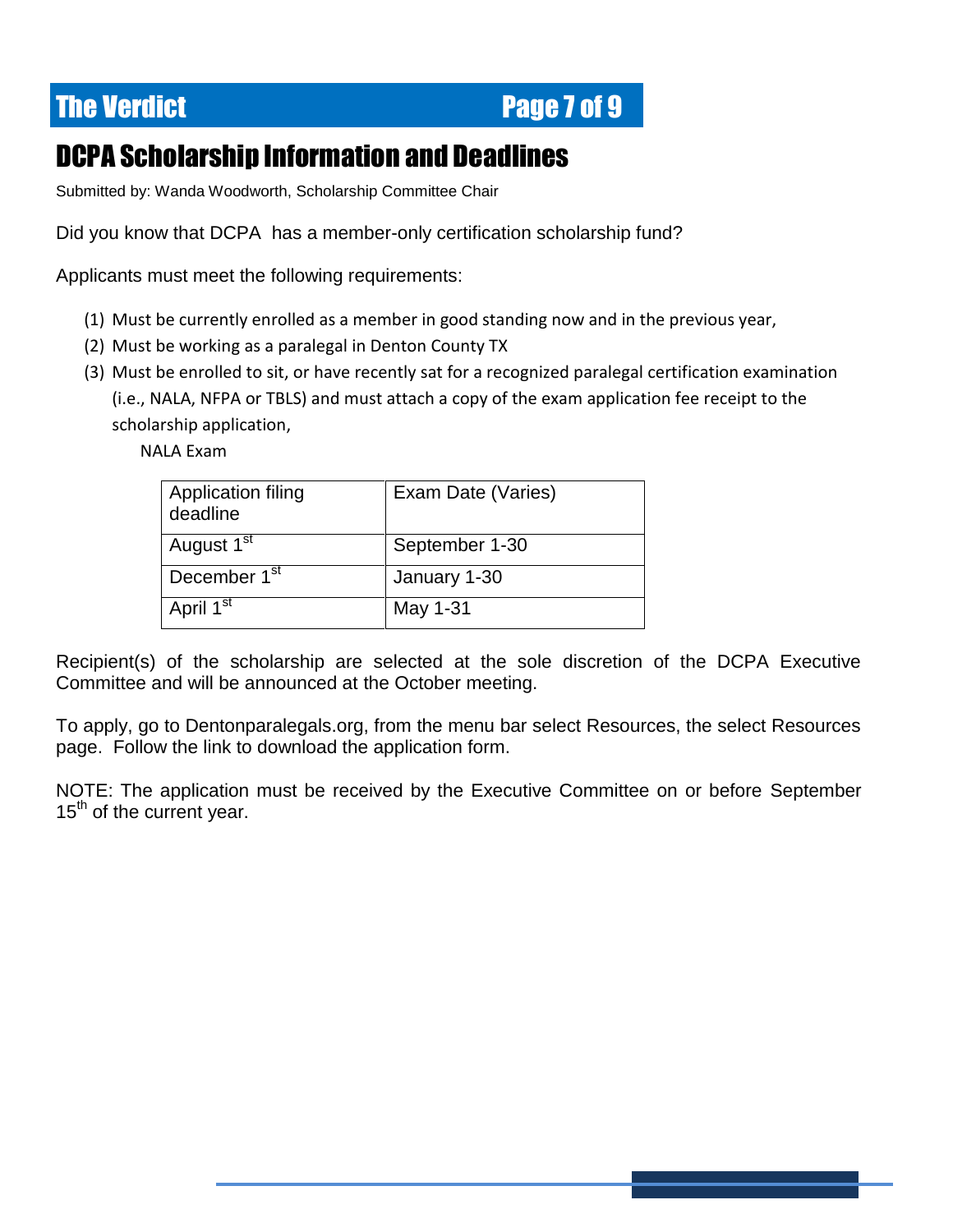## DCPA Scholarship Information and Deadlines

Submitted by: Wanda Woodworth, Scholarship Committee Chair

Did you know that DCPA has a member-only certification scholarship fund?

Applicants must meet the following requirements:

(1) Must be currently enrolled as a member in good standing now and in the previous year,
(2) Must be working as a paralegal in Denton County TX
(3) Must be enrolled to sit, or have recently sat for a recognized paralegal certification examination (i.e., NALA, NFPA or TBLS) and must attach a copy of the exam application fee receipt to the scholarship application,

NALA Exam

| Application filing deadline | Exam Date (Varies) |
|---|---|
| August 1st | September 1-30 |
| December 1st | January 1-30 |
| April 1st | May 1-31 |

Recipient(s) of the scholarship are selected at the sole discretion of the DCPA Executive Committee and will be announced at the October meeting.

To apply, go to Dentonparalegals.org, from the menu bar select Resources, the select Resources page. Follow the link to download the application form.

NOTE: The application must be received by the Executive Committee on or before September 15th of the current year.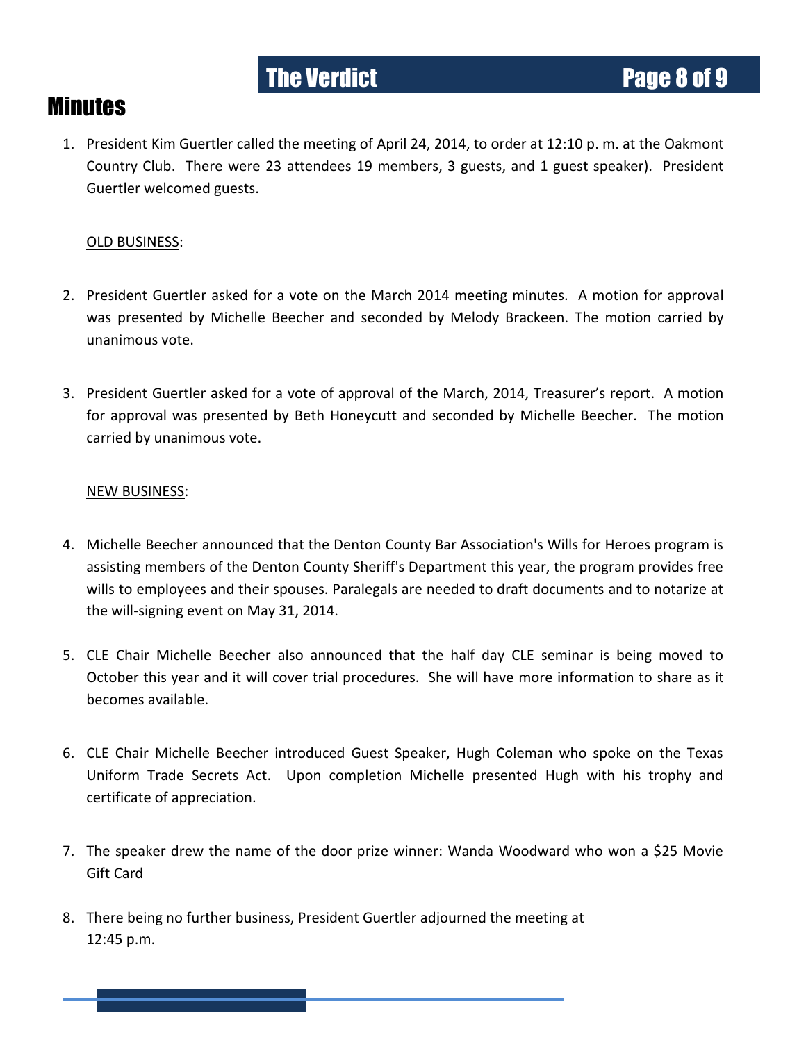# Minutes

1. President Kim Guertler called the meeting of April 24, 2014, to order at 12:10 p. m. at the Oakmont Country Club. There were 23 attendees 19 members, 3 guests, and 1 guest speaker). President Guertler welcomed guests.

   <u>OLD BUSINESS</u>:

2. President Guertler asked for a vote on the March 2014 meeting minutes. A motion for approval was presented by Michelle Beecher and seconded by Melody Brackeen. The motion carried by unanimous vote.

3. President Guertler asked for a vote of approval of the March, 2014, Treasurer's report. A motion for approval was presented by Beth Honeycutt and seconded by Michelle Beecher. The motion carried by unanimous vote.

   <u>NEW BUSINESS</u>:

4. Michelle Beecher announced that the Denton County Bar Association's Wills for Heroes program is assisting members of the Denton County Sheriff's Department this year, the program provides free wills to employees and their spouses. Paralegals are needed to draft documents and to notarize at the will-signing event on May 31, 2014.

5. CLE Chair Michelle Beecher also announced that the half day CLE seminar is being moved to October this year and it will cover trial procedures. She will have more information to share as it becomes available.

6. CLE Chair Michelle Beecher introduced Guest Speaker, Hugh Coleman who spoke on the Texas Uniform Trade Secrets Act. Upon completion Michelle presented Hugh with his trophy and certificate of appreciation.

7. The speaker drew the name of the door prize winner: Wanda Woodward who won a $25 Movie Gift Card

8. There being no further business, President Guertler adjourned the meeting at 12:45 p.m.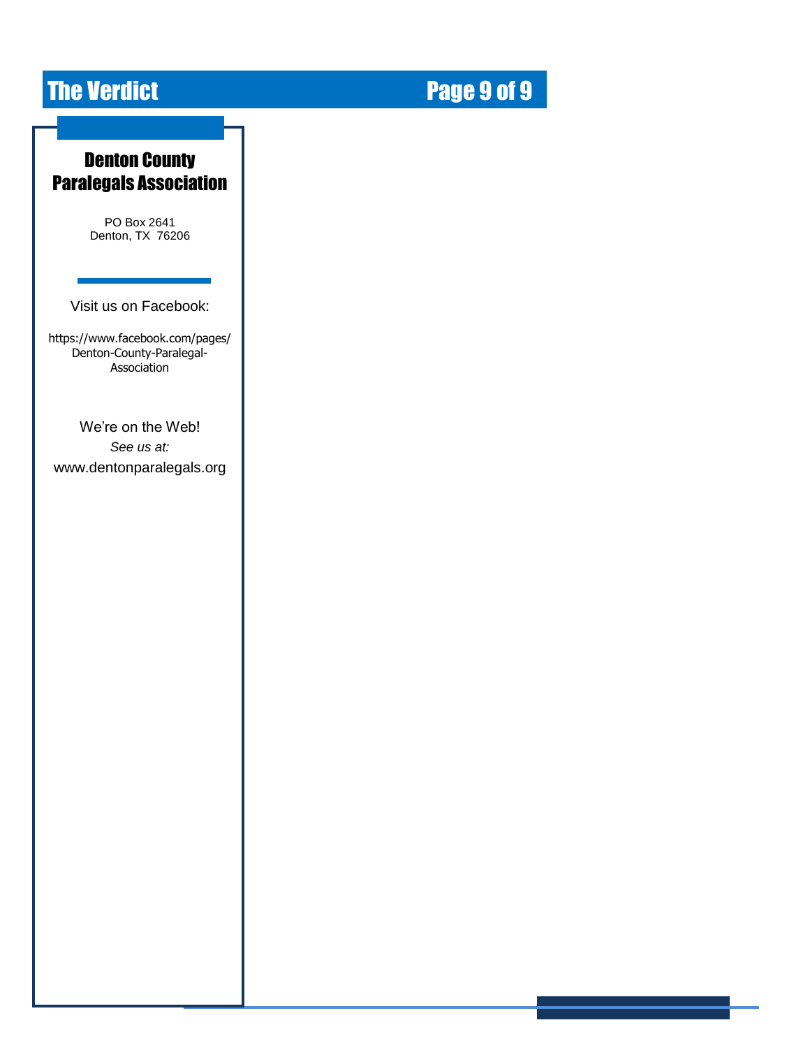## Denton County Paralegals Association

PO Box 2641
Denton, TX 76206

Visit us on Facebook:

https://www.facebook.com/pages/Denton-County-Paralegal-Association

We're on the Web!

*See us at:*

www.dentonparalegals.org